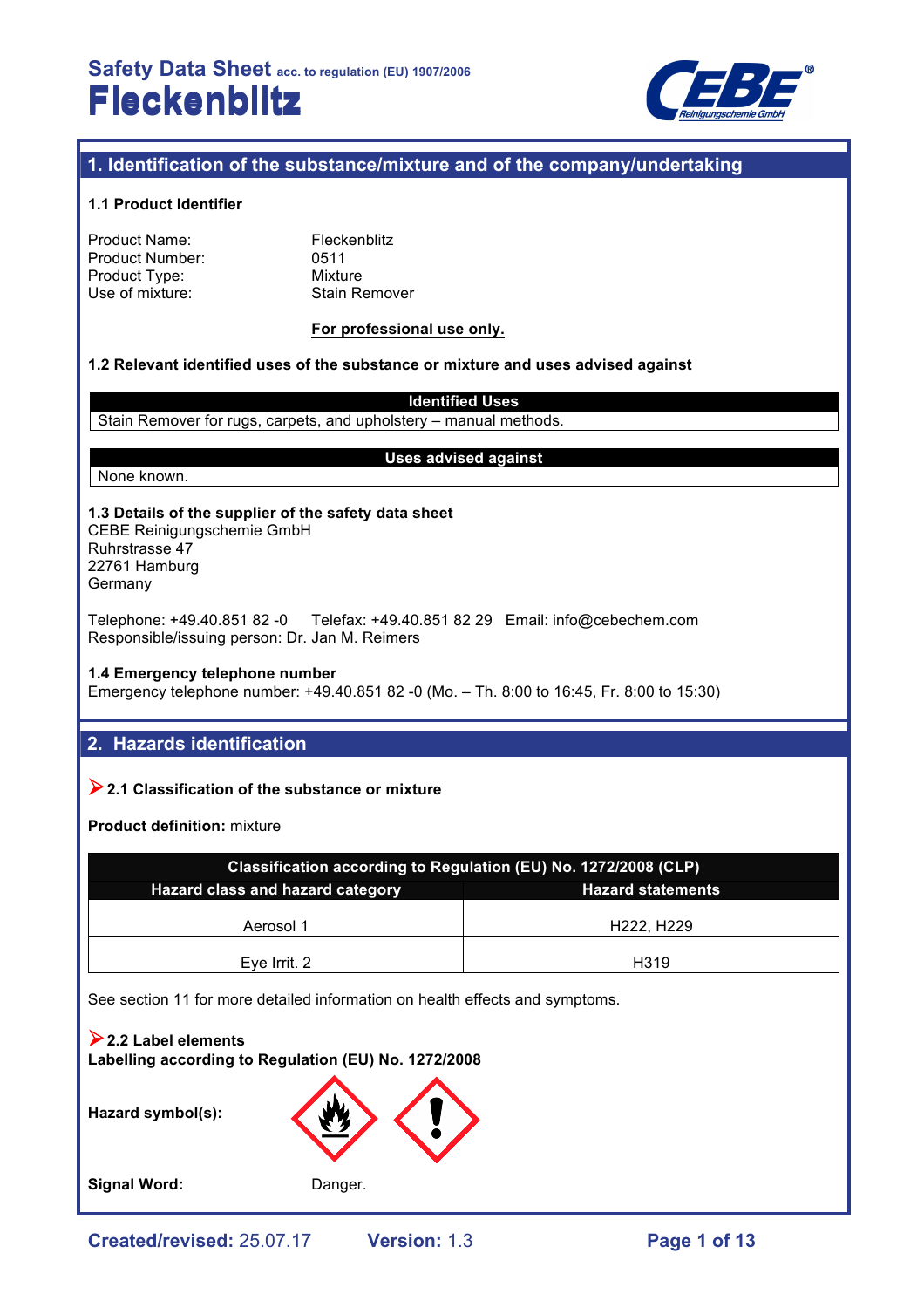# Safety Data Sheet acc. to regulation (EU) 1907/2006

# Fleckenblitz

## 1. Identification of the substance/mixture and of the company/undertaking

### 1.1 Product Identifier

| | |
|---|---|
| Product Name: | Fleckenblitz |
| Product Number: | 0511 |
| Product Type: | Mixture |
| Use of mixture: | Stain Remover |

**For professional use only.**

### 1.2 Relevant identified uses of the substance or mixture and uses advised against

| Identified Uses |
|---|
| Stain Remover for rugs, carpets, and upholstery – manual methods. |

| Uses advised against |
|---|
| None known. |

### 1.3 Details of the supplier of the safety data sheet

CEBE Reinigungschemie GmbH
Ruhrstrasse 47
22761 Hamburg
Germany

Telephone: +49.40.851 82 -0 Telefax: +49.40.851 82 29 Email: info@cebechem.com
Responsible/issuing person: Dr. Jan M. Reimers

### 1.4 Emergency telephone number

Emergency telephone number: +49.40.851 82 -0 (Mo. – Th. 8:00 to 16:45, Fr. 8:00 to 15:30)

## 2. Hazards identification

### 2.1 Classification of the substance or mixture

**Product definition:** mixture

| Classification according to Regulation (EU) No. 1272/2008 (CLP) | |
|---|---|
| **Hazard class and hazard category** | **Hazard statements** |
| Aerosol 1 | H222, H229 |
| Eye Irrit. 2 | H319 |

See section 11 for more detailed information on health effects and symptoms.

### 2.2 Label elements

**Labelling according to Regulation (EU) No. 1272/2008**

**Hazard symbol(s):**

**Signal Word:** Danger.

Created/revised: 25.07.17 Version: 1.3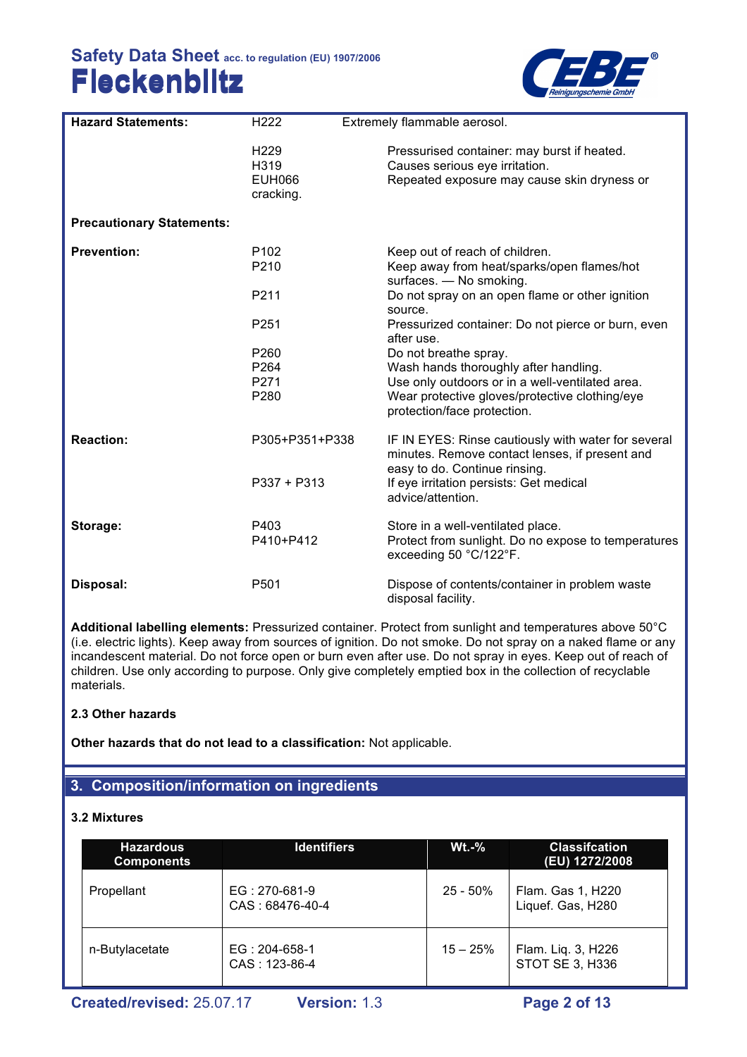| | | |
|---|---|---|
| **Hazard Statements:** | H222 | Extremely flammable aerosol. |
| | H229 | Pressurised container: may burst if heated. |
| | H319 | Causes serious eye irritation. |
| | EUH066 | Repeated exposure may cause skin dryness or cracking. |
| **Precautionary Statements:** | | |
| **Prevention:** | P102 | Keep out of reach of children. |
| | P210 | Keep away from heat/sparks/open flames/hot surfaces. — No smoking. |
| | P211 | Do not spray on an open flame or other ignition source. |
| | P251 | Pressurized container: Do not pierce or burn, even after use. |
| | P260 | Do not breathe spray. |
| | P264 | Wash hands thoroughly after handling. |
| | P271 | Use only outdoors or in a well-ventilated area. |
| | P280 | Wear protective gloves/protective clothing/eye protection/face protection. |
| **Reaction:** | P305+P351+P338 | IF IN EYES: Rinse cautiously with water for several minutes. Remove contact lenses, if present and easy to do. Continue rinsing. |
| | P337 + P313 | If eye irritation persists: Get medical advice/attention. |
| **Storage:** | P403 | Store in a well-ventilated place. |
| | P410+P412 | Protect from sunlight. Do no expose to temperatures exceeding 50 °C/122°F. |
| **Disposal:** | P501 | Dispose of contents/container in problem waste disposal facility. |

**Additional labelling elements:** Pressurized container. Protect from sunlight and temperatures above 50°C (i.e. electric lights). Keep away from sources of ignition. Do not smoke. Do not spray on a naked flame or any incandescent material. Do not force open or burn even after use. Do not spray in eyes. Keep out of reach of children. Use only according to purpose. Only give completely emptied box in the collection of recyclable materials.

### 2.3 Other hazards

**Other hazards that do not lead to a classification:** Not applicable.

## 3. Composition/information on ingredients

### 3.2 Mixtures

| Hazardous Components | Identifiers | Wt.-% | Classifcation (EU) 1272/2008 |
|---|---|---|---|
| Propellant | EG : 270-681-9<br>CAS : 68476-40-4 | 25 - 50% | Flam. Gas 1, H220<br>Liquef. Gas, H280 |
| n-Butylacetate | EG : 204-658-1<br>CAS : 123-86-4 | 15 – 25% | Flam. Liq. 3, H226<br>STOT SE 3, H336 |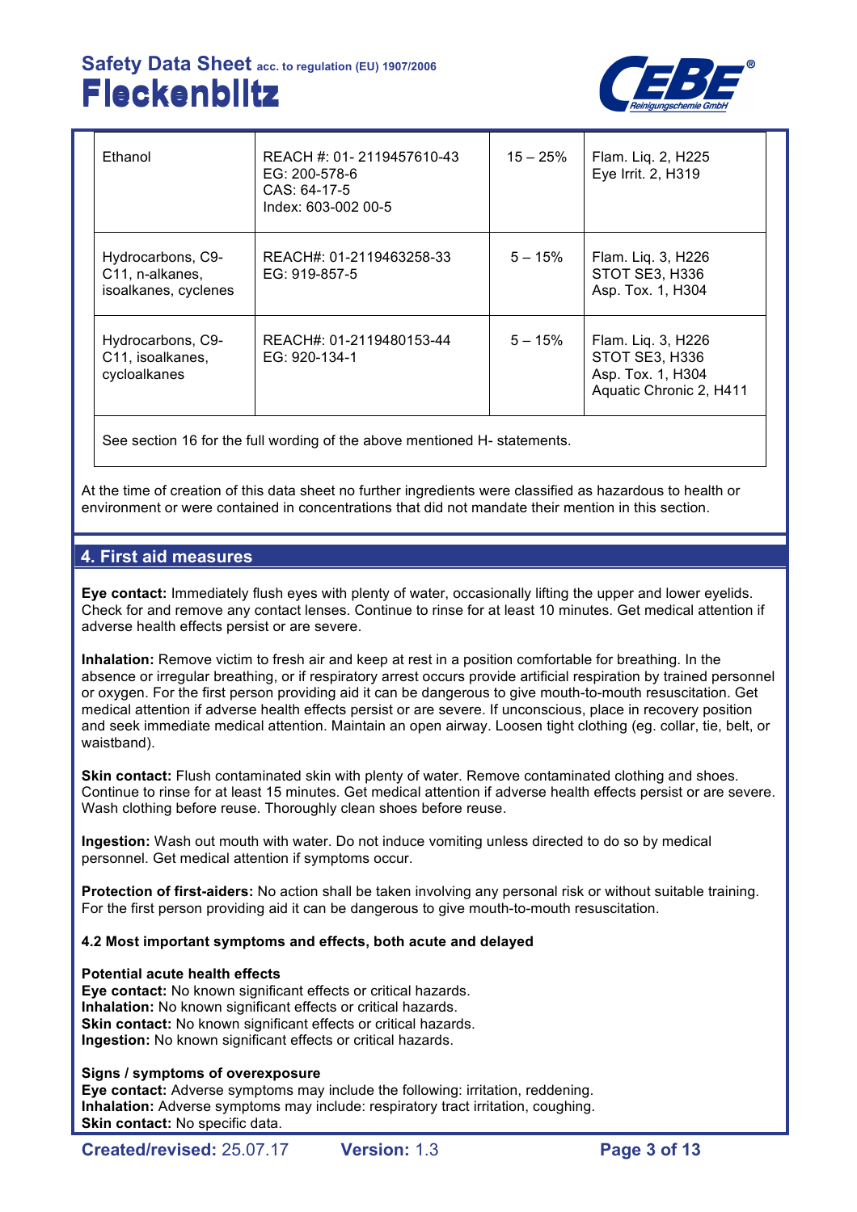| Ethanol | REACH #: 01- 2119457610-43<br>EG: 200-578-6<br>CAS: 64-17-5<br>Index: 603-002 00-5 | 15 – 25% | Flam. Liq. 2, H225<br>Eye Irrit. 2, H319 |
|---|---|---|---|
| Hydrocarbons, C9-C11, n-alkanes, isoalkanes, cyclenes | REACH#: 01-2119463258-33<br>EG: 919-857-5 | 5 – 15% | Flam. Liq. 3, H226<br>STOT SE3, H336<br>Asp. Tox. 1, H304 |
| Hydrocarbons, C9-C11, isoalkanes, cycloalkanes | REACH#: 01-2119480153-44<br>EG: 920-134-1 | 5 – 15% | Flam. Liq. 3, H226<br>STOT SE3, H336<br>Asp. Tox. 1, H304<br>Aquatic Chronic 2, H411 |
| See section 16 for the full wording of the above mentioned H- statements. | | | |

At the time of creation of this data sheet no further ingredients were classified as hazardous to health or environment or were contained in concentrations that did not mandate their mention in this section.

## 4. First aid measures

**Eye contact:** Immediately flush eyes with plenty of water, occasionally lifting the upper and lower eyelids. Check for and remove any contact lenses. Continue to rinse for at least 10 minutes. Get medical attention if adverse health effects persist or are severe.

**Inhalation:** Remove victim to fresh air and keep at rest in a position comfortable for breathing. In the absence or irregular breathing, or if respiratory arrest occurs provide artificial respiration by trained personnel or oxygen. For the first person providing aid it can be dangerous to give mouth-to-mouth resuscitation. Get medical attention if adverse health effects persist or are severe. If unconscious, place in recovery position and seek immediate medical attention. Maintain an open airway. Loosen tight clothing (eg. collar, tie, belt, or waistband).

**Skin contact:** Flush contaminated skin with plenty of water. Remove contaminated clothing and shoes. Continue to rinse for at least 15 minutes. Get medical attention if adverse health effects persist or are severe. Wash clothing before reuse. Thoroughly clean shoes before reuse.

**Ingestion:** Wash out mouth with water. Do not induce vomiting unless directed to do so by medical personnel. Get medical attention if symptoms occur.

**Protection of first-aiders:** No action shall be taken involving any personal risk or without suitable training. For the first person providing aid it can be dangerous to give mouth-to-mouth resuscitation.

### 4.2 Most important symptoms and effects, both acute and delayed

**Potential acute health effects**
**Eye contact:** No known significant effects or critical hazards.
**Inhalation:** No known significant effects or critical hazards.
**Skin contact:** No known significant effects or critical hazards.
**Ingestion:** No known significant effects or critical hazards.

**Signs / symptoms of overexposure**
**Eye contact:** Adverse symptoms may include the following: irritation, reddening.
**Inhalation:** Adverse symptoms may include: respiratory tract irritation, coughing.
**Skin contact:** No specific data.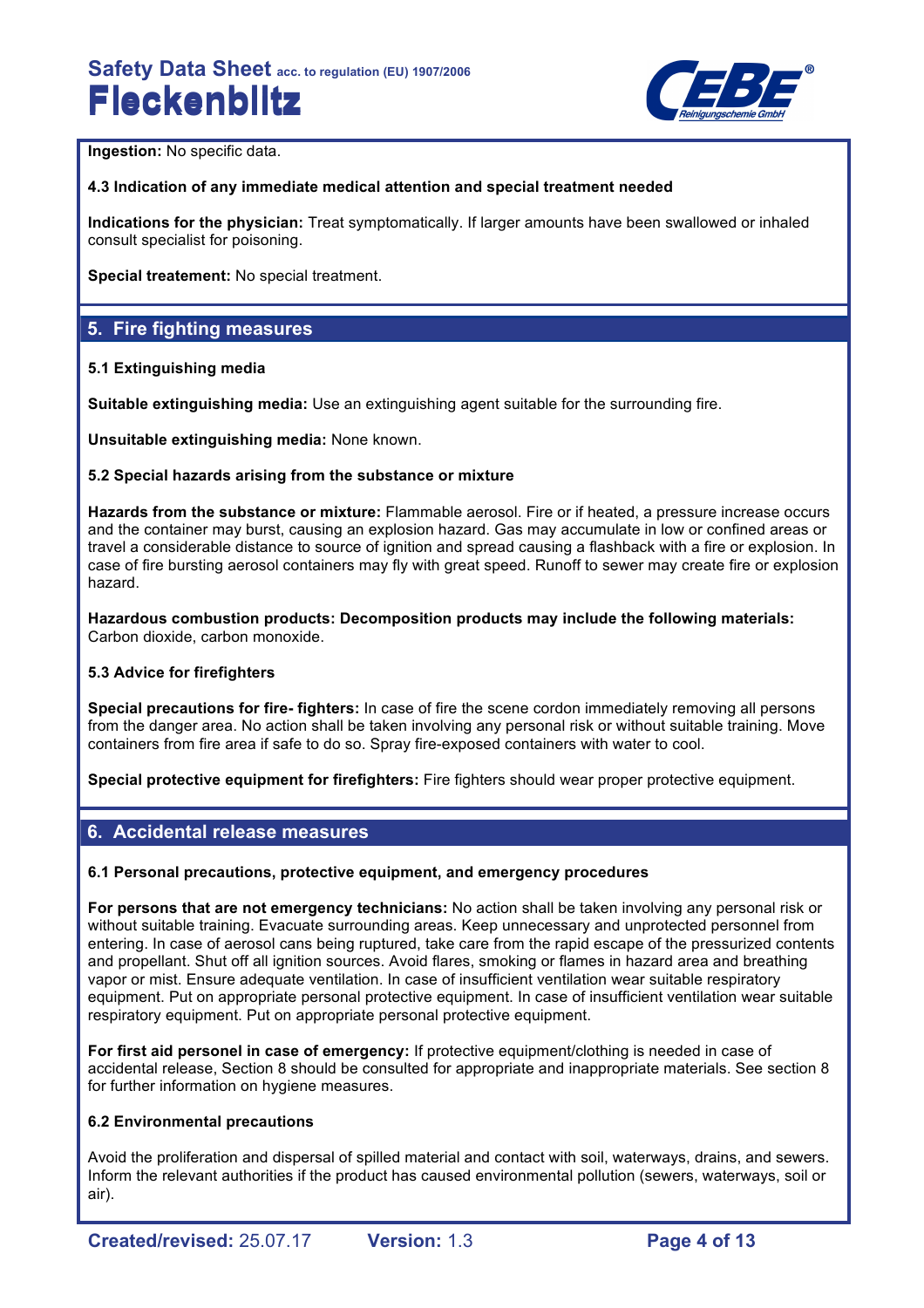**Ingestion:** No specific data.

**4.3 Indication of any immediate medical attention and special treatment needed**

**Indications for the physician:** Treat symptomatically. If larger amounts have been swallowed or inhaled consult specialist for poisoning.

**Special treatement:** No special treatment.

## 5. Fire fighting measures

**5.1 Extinguishing media**

**Suitable extinguishing media:** Use an extinguishing agent suitable for the surrounding fire.

**Unsuitable extinguishing media:** None known.

**5.2 Special hazards arising from the substance or mixture**

**Hazards from the substance or mixture:** Flammable aerosol. Fire or if heated, a pressure increase occurs and the container may burst, causing an explosion hazard. Gas may accumulate in low or confined areas or travel a considerable distance to source of ignition and spread causing a flashback with a fire or explosion. In case of fire bursting aerosol containers may fly with great speed. Runoff to sewer may create fire or explosion hazard.

**Hazardous combustion products: Decomposition products may include the following materials:** Carbon dioxide, carbon monoxide.

**5.3 Advice for firefighters**

**Special precautions for fire- fighters:** In case of fire the scene cordon immediately removing all persons from the danger area. No action shall be taken involving any personal risk or without suitable training. Move containers from fire area if safe to do so. Spray fire-exposed containers with water to cool.

**Special protective equipment for firefighters:** Fire fighters should wear proper protective equipment.

## 6. Accidental release measures

**6.1 Personal precautions, protective equipment, and emergency procedures**

**For persons that are not emergency technicians:** No action shall be taken involving any personal risk or without suitable training. Evacuate surrounding areas. Keep unnecessary and unprotected personnel from entering. In case of aerosol cans being ruptured, take care from the rapid escape of the pressurized contents and propellant. Shut off all ignition sources. Avoid flares, smoking or flames in hazard area and breathing vapor or mist. Ensure adequate ventilation. In case of insufficient ventilation wear suitable respiratory equipment. Put on appropriate personal protective equipment. In case of insufficient ventilation wear suitable respiratory equipment. Put on appropriate personal protective equipment.

**For first aid personel in case of emergency:** If protective equipment/clothing is needed in case of accidental release, Section 8 should be consulted for appropriate and inappropriate materials. See section 8 for further information on hygiene measures.

**6.2 Environmental precautions**

Avoid the proliferation and dispersal of spilled material and contact with soil, waterways, drains, and sewers. Inform the relevant authorities if the product has caused environmental pollution (sewers, waterways, soil or air).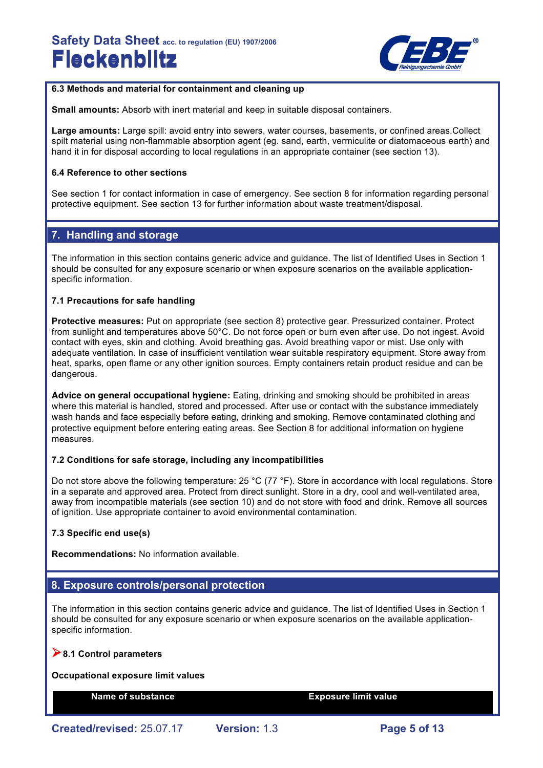#### 6.3 Methods and material for containment and cleaning up

**Small amounts:** Absorb with inert material and keep in suitable disposal containers.

**Large amounts:** Large spill: avoid entry into sewers, water courses, basements, or confined areas.Collect spilt material using non-flammable absorption agent (eg. sand, earth, vermiculite or diatomaceous earth) and hand it in for disposal according to local regulations in an appropriate container (see section 13).

#### 6.4 Reference to other sections

See section 1 for contact information in case of emergency. See section 8 for information regarding personal protective equipment. See section 13 for further information about waste treatment/disposal.

## 7. Handling and storage

The information in this section contains generic advice and guidance. The list of Identified Uses in Section 1 should be consulted for any exposure scenario or when exposure scenarios on the available application-specific information.

#### 7.1 Precautions for safe handling

**Protective measures:** Put on appropriate (see section 8) protective gear. Pressurized container. Protect from sunlight and temperatures above 50°C. Do not force open or burn even after use. Do not ingest. Avoid contact with eyes, skin and clothing. Avoid breathing gas. Avoid breathing vapor or mist. Use only with adequate ventilation. In case of insufficient ventilation wear suitable respiratory equipment. Store away from heat, sparks, open flame or any other ignition sources. Empty containers retain product residue and can be dangerous.

**Advice on general occupational hygiene:** Eating, drinking and smoking should be prohibited in areas where this material is handled, stored and processed. After use or contact with the substance immediately wash hands and face especially before eating, drinking and smoking. Remove contaminated clothing and protective equipment before entering eating areas. See Section 8 for additional information on hygiene measures.

#### 7.2 Conditions for safe storage, including any incompatibilities

Do not store above the following temperature: 25 °C (77 °F). Store in accordance with local regulations. Store in a separate and approved area. Protect from direct sunlight. Store in a dry, cool and well-ventilated area, away from incompatible materials (see section 10) and do not store with food and drink. Remove all sources of ignition. Use appropriate container to avoid environmental contamination.

#### 7.3 Specific end use(s)

**Recommendations:** No information available.

## 8. Exposure controls/personal protection

The information in this section contains generic advice and guidance. The list of Identified Uses in Section 1 should be consulted for any exposure scenario or when exposure scenarios on the available application-specific information.

#### ➢ 8.1 Control parameters

**Occupational exposure limit values**

| Name of substance | Exposure limit value |
| --- | --- |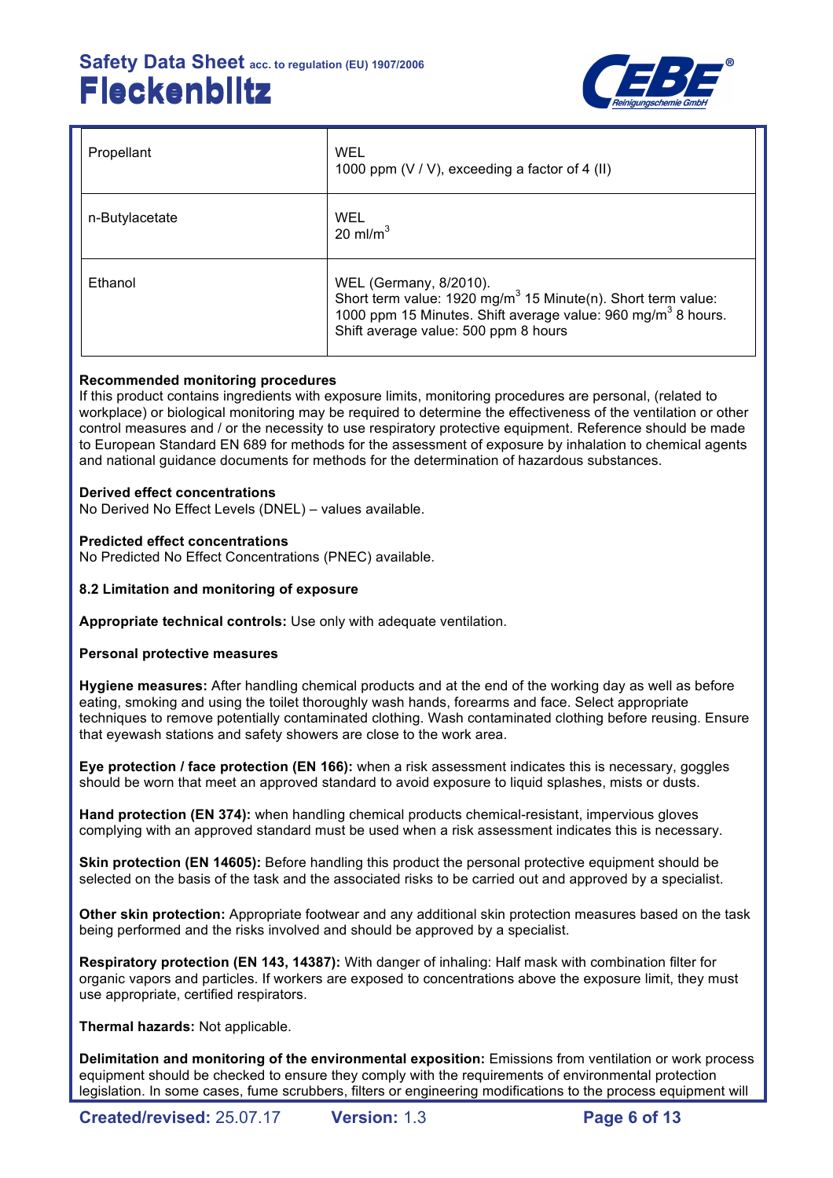| | |
|---|---|
| Propellant | WEL<br>1000 ppm (V / V), exceeding a factor of 4 (II) |
| n-Butylacetate | WEL<br>20 ml/m$^3$ |
| Ethanol | WEL (Germany, 8/2010).<br>Short term value: 1920 mg/m$^3$ 15 Minute(n). Short term value: 1000 ppm 15 Minutes. Shift average value: 960 mg/m$^3$ 8 hours. Shift average value: 500 ppm 8 hours |

**Recommended monitoring procedures**
If this product contains ingredients with exposure limits, monitoring procedures are personal, (related to workplace) or biological monitoring may be required to determine the effectiveness of the ventilation or other control measures and / or the necessity to use respiratory protective equipment. Reference should be made to European Standard EN 689 for methods for the assessment of exposure by inhalation to chemical agents and national guidance documents for methods for the determination of hazardous substances.

**Derived effect concentrations**
No Derived No Effect Levels (DNEL) – values available.

**Predicted effect concentrations**
No Predicted No Effect Concentrations (PNEC) available.

**8.2 Limitation and monitoring of exposure**

**Appropriate technical controls:** Use only with adequate ventilation.

**Personal protective measures**

**Hygiene measures:** After handling chemical products and at the end of the working day as well as before eating, smoking and using the toilet thoroughly wash hands, forearms and face. Select appropriate techniques to remove potentially contaminated clothing. Wash contaminated clothing before reusing. Ensure that eyewash stations and safety showers are close to the work area.

**Eye protection / face protection (EN 166):** when a risk assessment indicates this is necessary, goggles should be worn that meet an approved standard to avoid exposure to liquid splashes, mists or dusts.

**Hand protection (EN 374):** when handling chemical products chemical-resistant, impervious gloves complying with an approved standard must be used when a risk assessment indicates this is necessary.

**Skin protection (EN 14605):** Before handling this product the personal protective equipment should be selected on the basis of the task and the associated risks to be carried out and approved by a specialist.

**Other skin protection:** Appropriate footwear and any additional skin protection measures based on the task being performed and the risks involved and should be approved by a specialist.

**Respiratory protection (EN 143, 14387):** With danger of inhaling: Half mask with combination filter for organic vapors and particles. If workers are exposed to concentrations above the exposure limit, they must use appropriate, certified respirators.

**Thermal hazards:** Not applicable.

**Delimitation and monitoring of the environmental exposition:** Emissions from ventilation or work process equipment should be checked to ensure they comply with the requirements of environmental protection legislation. In some cases, fume scrubbers, filters or engineering modifications to the process equipment will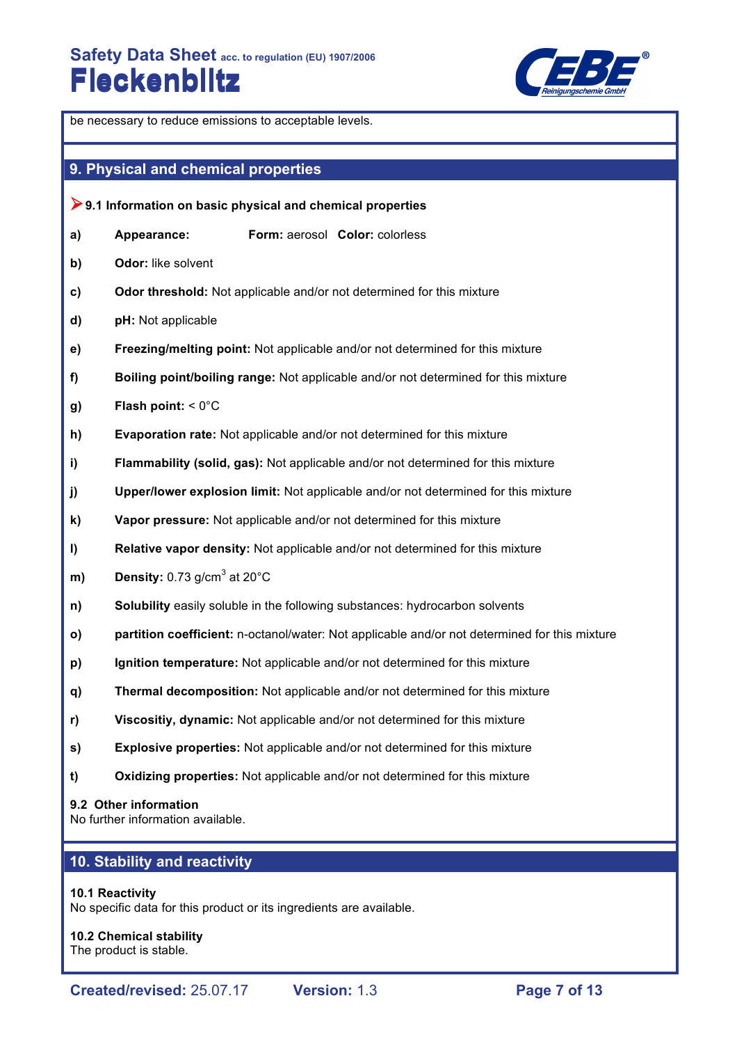be necessary to reduce emissions to acceptable levels.

## 9. Physical and chemical properties

### 9.1 Information on basic physical and chemical properties

- **a)** **Appearance:** **Form:** aerosol **Color:** colorless
- **b)** **Odor:** like solvent
- **c)** **Odor threshold:** Not applicable and/or not determined for this mixture
- **d)** **pH:** Not applicable
- **e)** **Freezing/melting point:** Not applicable and/or not determined for this mixture
- **f)** **Boiling point/boiling range:** Not applicable and/or not determined for this mixture
- **g)** **Flash point:** < 0°C
- **h)** **Evaporation rate:** Not applicable and/or not determined for this mixture
- **i)** **Flammability (solid, gas):** Not applicable and/or not determined for this mixture
- **j)** **Upper/lower explosion limit:** Not applicable and/or not determined for this mixture
- **k)** **Vapor pressure:** Not applicable and/or not determined for this mixture
- **l)** **Relative vapor density:** Not applicable and/or not determined for this mixture
- **m)** **Density:** 0.73 g/cm$^3$ at 20°C
- **n)** **Solubility** easily soluble in the following substances: hydrocarbon solvents
- **o)** **partition coefficient:** n-octanol/water: Not applicable and/or not determined for this mixture
- **p)** **Ignition temperature:** Not applicable and/or not determined for this mixture
- **q)** **Thermal decomposition:** Not applicable and/or not determined for this mixture
- **r)** **Viscositiy, dynamic:** Not applicable and/or not determined for this mixture
- **s)** **Explosive properties:** Not applicable and/or not determined for this mixture
- **t)** **Oxidizing properties:** Not applicable and/or not determined for this mixture

### 9.2 Other information

No further information available.

## 10. Stability and reactivity

### 10.1 Reactivity

No specific data for this product or its ingredients are available.

### 10.2 Chemical stability

The product is stable.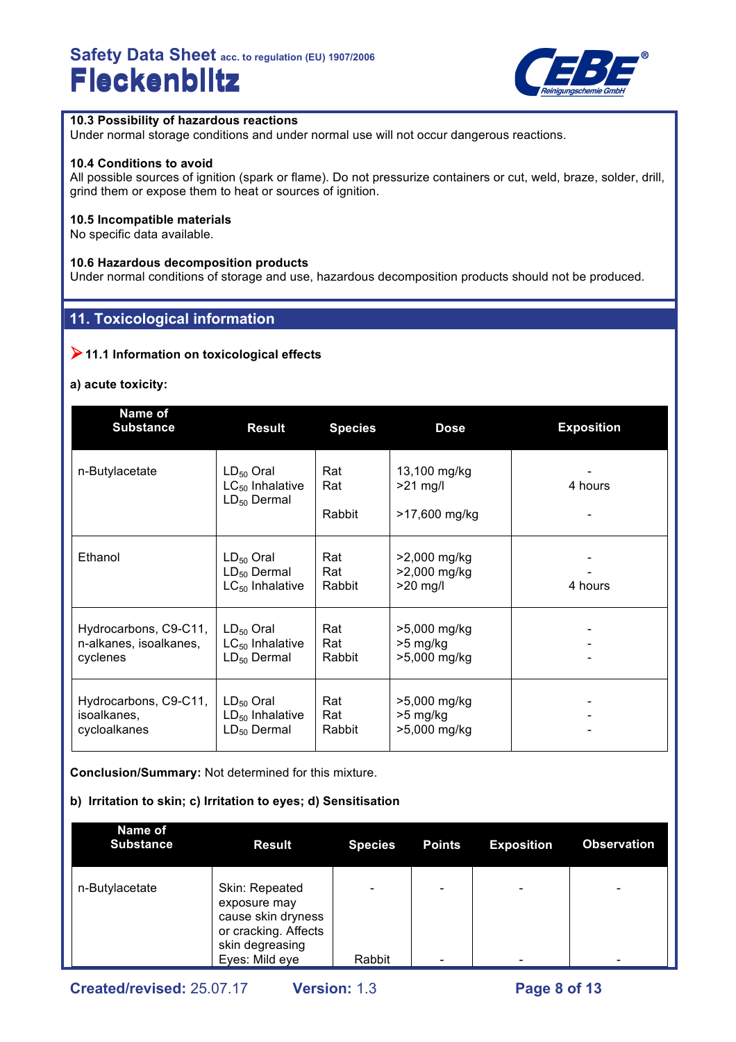**10.3 Possibility of hazardous reactions**
Under normal storage conditions and under normal use will not occur dangerous reactions.

**10.4 Conditions to avoid**
All possible sources of ignition (spark or flame). Do not pressurize containers or cut, weld, braze, solder, drill, grind them or expose them to heat or sources of ignition.

**10.5 Incompatible materials**
No specific data available.

**10.6 Hazardous decomposition products**
Under normal conditions of storage and use, hazardous decomposition products should not be produced.

## 11. Toxicological information

### 11.1 Information on toxicological effects

**a) acute toxicity:**

| Name of Substance | Result | Species | Dose | Exposition |
|---|---|---|---|---|
| n-Butylacetate | $LD_{50}$ Oral<br>$LC_{50}$ Inhalative<br>$LD_{50}$ Dermal | Rat<br>Rat<br>Rabbit | 13,100 mg/kg<br>>21 mg/l<br>>17,600 mg/kg | -<br>4 hours<br>- |
| Ethanol | $LD_{50}$ Oral<br>$LD_{50}$ Dermal<br>$LC_{50}$ Inhalative | Rat<br>Rat<br>Rabbit | >2,000 mg/kg<br>>2,000 mg/kg<br>>20 mg/l | -<br>-<br>4 hours |
| Hydrocarbons, C9-C11, n-alkanes, isoalkanes, cyclenes | $LD_{50}$ Oral<br>$LC_{50}$ Inhalative<br>$LD_{50}$ Dermal | Rat<br>Rat<br>Rabbit | >5,000 mg/kg<br>>5 mg/kg<br>>5,000 mg/kg | -<br>-<br>- |
| Hydrocarbons, C9-C11, isoalkanes, cycloalkanes | $LD_{50}$ Oral<br>$LD_{50}$ Inhalative<br>$LD_{50}$ Dermal | Rat<br>Rat<br>Rabbit | >5,000 mg/kg<br>>5 mg/kg<br>>5,000 mg/kg | -<br>-<br>- |

**Conclusion/Summary:** Not determined for this mixture.

**b) Irritation to skin; c) Irritation to eyes; d) Sensitisation**

| Name of Substance | Result | Species | Points | Exposition | Observation |
|---|---|---|---|---|---|
| n-Butylacetate | Skin: Repeated exposure may cause skin dryness or cracking. Affects skin degreasing | - | - | - | - |
| | Eyes: Mild eye | Rabbit | - | - | - |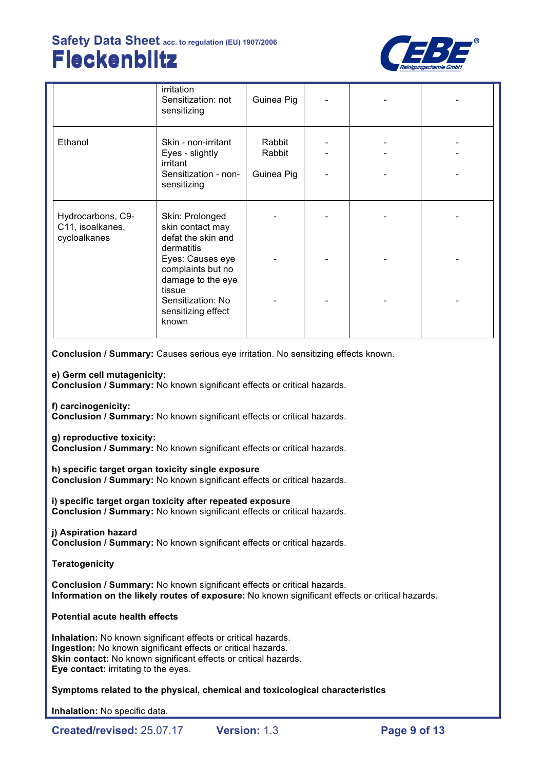| | | | | | |
|---|---|---|---|---|---|
| | irritation<br>Sensitization: not sensitizing | Guinea Pig | - | - | - |
| Ethanol | Skin - non-irritant<br>Eyes - slightly irritant<br>Sensitization - non-sensitizing | Rabbit<br>Rabbit<br>Guinea Pig | -<br>-<br>- | -<br>-<br>- | -<br>-<br>- |
| Hydrocarbons, C9-C11, isoalkanes, cycloalkanes | Skin: Prolonged skin contact may defat the skin and dermatitis<br>Eyes: Causes eye complaints but no damage to the eye tissue<br>Sensitization: No sensitizing effect known | -<br>-<br>- | -<br>-<br>- | -<br>-<br>- | -<br>-<br>- |

**Conclusion / Summary:** Causes serious eye irritation. No sensitizing effects known.

**e) Germ cell mutagenicity:**
**Conclusion / Summary:** No known significant effects or critical hazards.

**f) carcinogenicity:**
**Conclusion / Summary:** No known significant effects or critical hazards.

**g) reproductive toxicity:**
**Conclusion / Summary:** No known significant effects or critical hazards.

**h) specific target organ toxicity single exposure**
**Conclusion / Summary:** No known significant effects or critical hazards.

**i) specific target organ toxicity after repeated exposure**
**Conclusion / Summary:** No known significant effects or critical hazards.

**j) Aspiration hazard**
**Conclusion / Summary:** No known significant effects or critical hazards.

**Teratogenicity**

**Conclusion / Summary:** No known significant effects or critical hazards.
**Information on the likely routes of exposure:** No known significant effects or critical hazards.

**Potential acute health effects**

**Inhalation:** No known significant effects or critical hazards.
**Ingestion:** No known significant effects or critical hazards.
**Skin contact:** No known significant effects or critical hazards.
**Eye contact:** irritating to the eyes.

**Symptoms related to the physical, chemical and toxicological characteristics**

**Inhalation:** No specific data.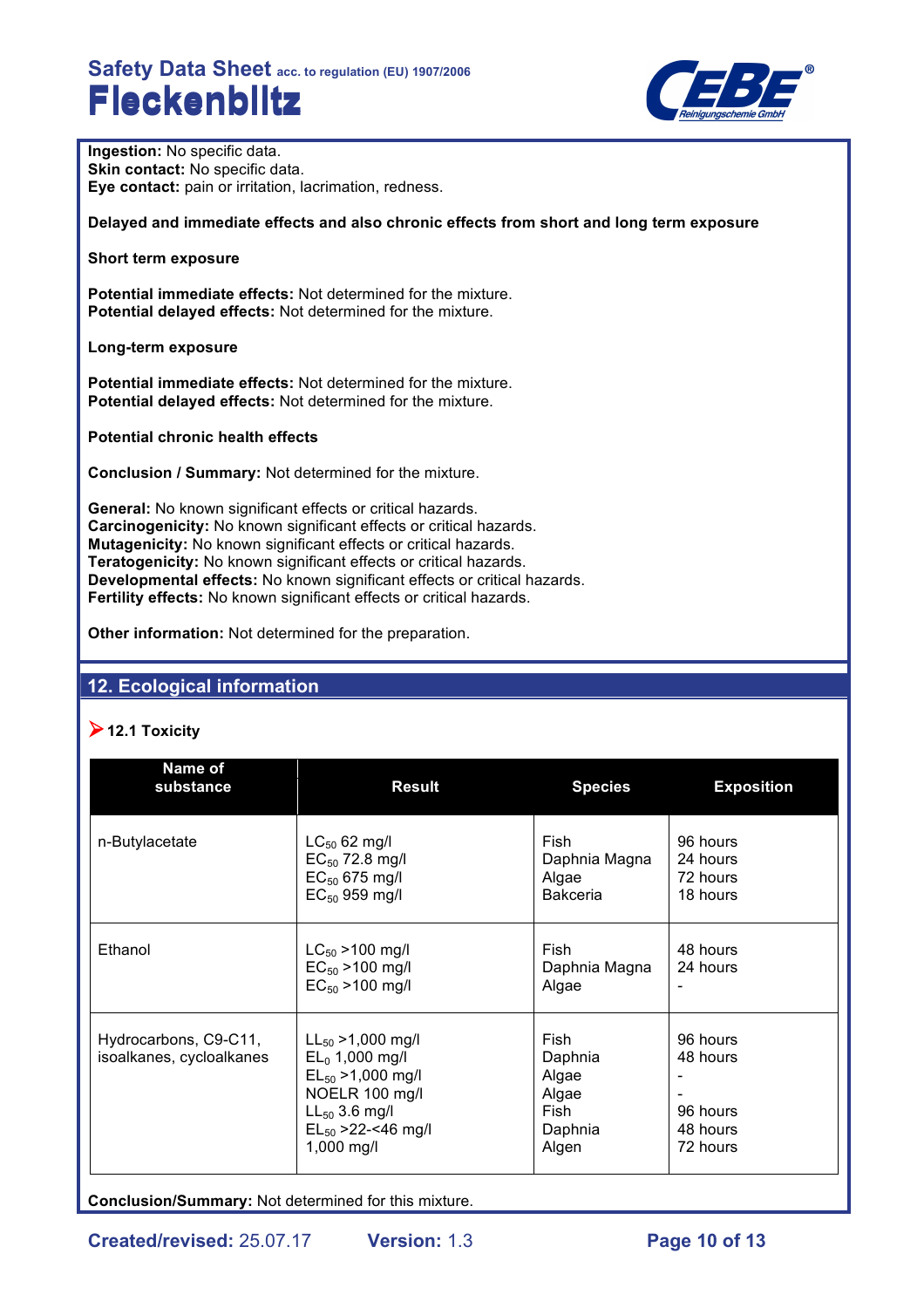**Ingestion:** No specific data.
**Skin contact:** No specific data.
**Eye contact:** pain or irritation, lacrimation, redness.

**Delayed and immediate effects and also chronic effects from short and long term exposure**

**Short term exposure**

**Potential immediate effects:** Not determined for the mixture.
**Potential delayed effects:** Not determined for the mixture.

**Long-term exposure**

**Potential immediate effects:** Not determined for the mixture.
**Potential delayed effects:** Not determined for the mixture.

**Potential chronic health effects**

**Conclusion / Summary:** Not determined for the mixture.

**General:** No known significant effects or critical hazards.
**Carcinogenicity:** No known significant effects or critical hazards.
**Mutagenicity:** No known significant effects or critical hazards.
**Teratogenicity:** No known significant effects or critical hazards.
**Developmental effects:** No known significant effects or critical hazards.
**Fertility effects:** No known significant effects or critical hazards.

**Other information:** Not determined for the preparation.

## 12. Ecological information

### 12.1 Toxicity

| Name of substance | Result | Species | Exposition |
|---|---|---|---|
| n-Butylacetate | $LC_{50}$ 62 mg/l<br>$EC_{50}$ 72.8 mg/l<br>$EC_{50}$ 675 mg/l<br>$EC_{50}$ 959 mg/l | Fish<br>Daphnia Magna<br>Algae<br>Bakceria | 96 hours<br>24 hours<br>72 hours<br>18 hours |
| Ethanol | $LC_{50}$ >100 mg/l<br>$EC_{50}$ >100 mg/l<br>$EC_{50}$ >100 mg/l | Fish<br>Daphnia Magna<br>Algae | 48 hours<br>24 hours<br>- |
| Hydrocarbons, C9-C11, isoalkanes, cycloalkanes | $LL_{50}$ >1,000 mg/l<br>$EL_{0}$ 1,000 mg/l<br>$EL_{50}$ >1,000 mg/l<br>NOELR 100 mg/l<br>$LL_{50}$ 3.6 mg/l<br>$EL_{50}$ >22-<46 mg/l<br>1,000 mg/l | Fish<br>Daphnia<br>Algae<br>Algae<br>Fish<br>Daphnia<br>Algen | 96 hours<br>48 hours<br>-<br>-<br>96 hours<br>48 hours<br>72 hours |

**Conclusion/Summary:** Not determined for this mixture.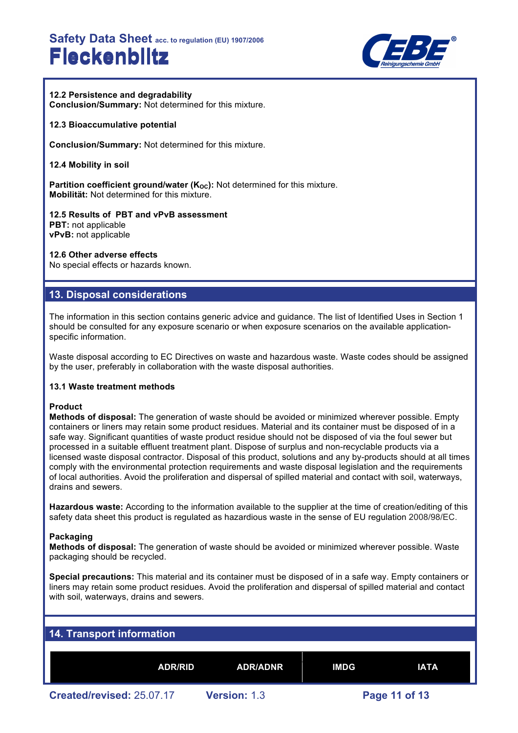**12.2 Persistence and degradability**
**Conclusion/Summary:** Not determined for this mixture.

**12.3 Bioaccumulative potential**

**Conclusion/Summary:** Not determined for this mixture.

**12.4 Mobility in soil**

**Partition coefficient ground/water ($K_{OC}$):** Not determined for this mixture.
**Mobilität:** Not determined for this mixture.

**12.5 Results of PBT and vPvB assessment**
**PBT:** not applicable
**vPvB:** not applicable

**12.6 Other adverse effects**
No special effects or hazards known.

## 13. Disposal considerations

The information in this section contains generic advice and guidance. The list of Identified Uses in Section 1 should be consulted for any exposure scenario or when exposure scenarios on the available application-specific information.

Waste disposal according to EC Directives on waste and hazardous waste. Waste codes should be assigned by the user, preferably in collaboration with the waste disposal authorities.

**13.1 Waste treatment methods**

**Product**
**Methods of disposal:** The generation of waste should be avoided or minimized wherever possible. Empty containers or liners may retain some product residues. Material and its container must be disposed of in a safe way. Significant quantities of waste product residue should not be disposed of via the foul sewer but processed in a suitable effluent treatment plant. Dispose of surplus and non-recyclable products via a licensed waste disposal contractor. Disposal of this product, solutions and any by-products should at all times comply with the environmental protection requirements and waste disposal legislation and the requirements of local authorities. Avoid the proliferation and dispersal of spilled material and contact with soil, waterways, drains and sewers.

**Hazardous waste:** According to the information available to the supplier at the time of creation/editing of this safety data sheet this product is regulated as hazardious waste in the sense of EU regulation 2008/98/EC.

**Packaging**
**Methods of disposal:** The generation of waste should be avoided or minimized wherever possible. Waste packaging should be recycled.

**Special precautions:** This material and its container must be disposed of in a safe way. Empty containers or liners may retain some product residues. Avoid the proliferation and dispersal of spilled material and contact with soil, waterways, drains and sewers.

## 14. Transport information

| | ADR/RID | ADR/ADNR | IMDG | IATA |
|---|---|---|---|---|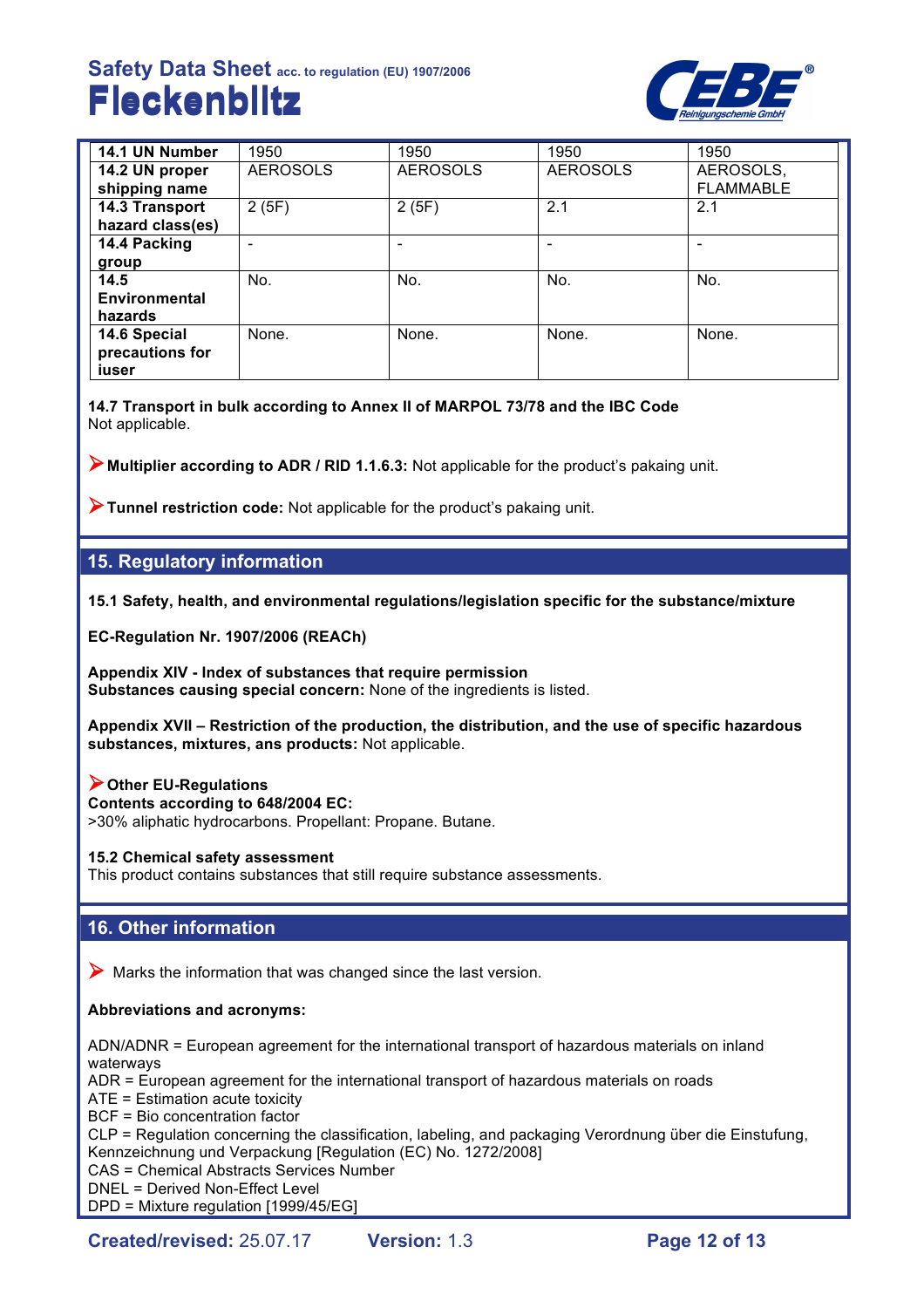| 14.1 UN Number | 1950 | 1950 | 1950 | 1950 |
|---|---|---|---|---|
| 14.2 UN proper shipping name | AEROSOLS | AEROSOLS | AEROSOLS | AEROSOLS, FLAMMABLE |
| 14.3 Transport hazard class(es) | 2 (5F) | 2 (5F) | 2.1 | 2.1 |
| 14.4 Packing group | - | - | - | - |
| 14.5 Environmental hazards | No. | No. | No. | No. |
| 14.6 Special precautions for iuser | None. | None. | None. | None. |

**14.7 Transport in bulk according to Annex II of MARPOL 73/78 and the IBC Code**
Not applicable.

➤ **Multiplier according to ADR / RID 1.1.6.3:** Not applicable for the product's pakaing unit.

➤ **Tunnel restriction code:** Not applicable for the product's pakaing unit.

## 15. Regulatory information

**15.1 Safety, health, and environmental regulations/legislation specific for the substance/mixture**

**EC-Regulation Nr. 1907/2006 (REACh)**

**Appendix XIV - Index of substances that require permission**
**Substances causing special concern:** None of the ingredients is listed.

**Appendix XVII – Restriction of the production, the distribution, and the use of specific hazardous substances, mixtures, ans products:** Not applicable.

➤ **Other EU-Regulations**
**Contents according to 648/2004 EC:**
>30% aliphatic hydrocarbons. Propellant: Propane. Butane.

**15.2 Chemical safety assessment**
This product contains substances that still require substance assessments.

## 16. Other information

➤ Marks the information that was changed since the last version.

**Abbreviations and acronyms:**

ADN/ADNR = European agreement for the international transport of hazardous materials on inland waterways
ADR = European agreement for the international transport of hazardous materials on roads
ATE = Estimation acute toxicity
BCF = Bio concentration factor
CLP = Regulation concerning the classification, labeling, and packaging Verordnung über die Einstufung, Kennzeichnung und Verpackung [Regulation (EC) No. 1272/2008]
CAS = Chemical Abstracts Services Number
DNEL = Derived Non-Effect Level
DPD = Mixture regulation [1999/45/EG]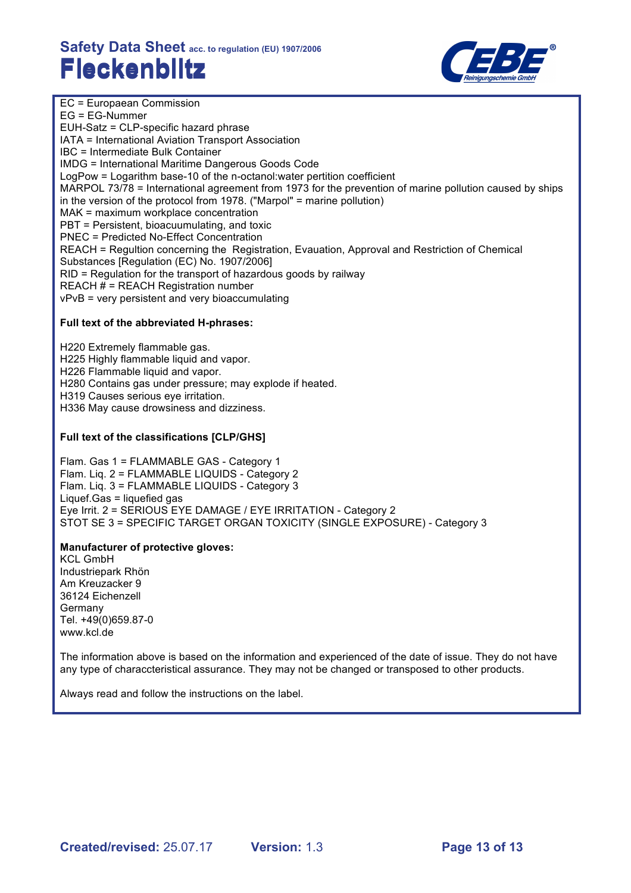EC = Europaean Commission
EG = EG-Nummer
EUH-Satz = CLP-specific hazard phrase
IATA = International Aviation Transport Association
IBC = Intermediate Bulk Container
IMDG = International Maritime Dangerous Goods Code
LogPow = Logarithm base-10 of the n-octanol:water pertition coefficient
MARPOL 73/78 = International agreement from 1973 for the prevention of marine pollution caused by ships in the version of the protocol from 1978. ("Marpol" = marine pollution)
MAK = maximum workplace concentration
PBT = Persistent, bioacuumulating, and toxic
PNEC = Predicted No-Effect Concentration
REACH = Regultion concerning the Registration, Evauation, Approval and Restriction of Chemical Substances [Regulation (EC) No. 1907/2006]
RID = Regulation for the transport of hazardous goods by railway
REACH # = REACH Registration number
vPvB = very persistent and very bioaccumulating

**Full text of the abbreviated H-phrases:**

H220 Extremely flammable gas.
H225 Highly flammable liquid and vapor.
H226 Flammable liquid and vapor.
H280 Contains gas under pressure; may explode if heated.
H319 Causes serious eye irritation.
H336 May cause drowsiness and dizziness.

**Full text of the classifications [CLP/GHS]**

Flam. Gas 1 = FLAMMABLE GAS - Category 1
Flam. Liq. 2 = FLAMMABLE LIQUIDS - Category 2
Flam. Liq. 3 = FLAMMABLE LIQUIDS - Category 3
Liquef.Gas = liquefied gas
Eye Irrit. 2 = SERIOUS EYE DAMAGE / EYE IRRITATION - Category 2
STOT SE 3 = SPECIFIC TARGET ORGAN TOXICITY (SINGLE EXPOSURE) - Category 3

**Manufacturer of protective gloves:**
KCL GmbH
Industriepark Rhön
Am Kreuzacker 9
36124 Eichenzell
Germany
Tel. +49(0)659.87-0
www.kcl.de

The information above is based on the information and experienced of the date of issue. They do not have any type of characcteristical assurance. They may not be changed or transposed to other products.

Always read and follow the instructions on the label.